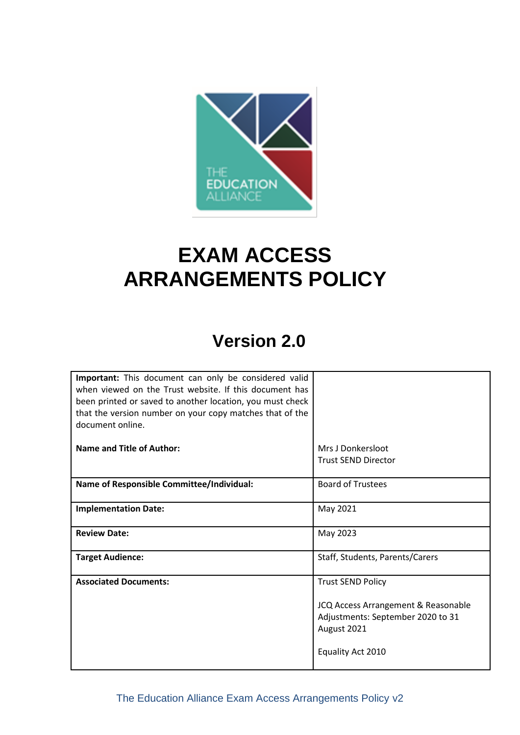# EXAM ACCESS ARRANGEMENTS POLICY

## Version 2.0

| **Important:** This document can only be considered valid when viewed on the Trust website. If this document has been printed or saved to another location, you must check that the version number on your copy matches that of the document online. | |
|---|---|
| **Name and Title of Author:** | Mrs J Donkersloot<br>Trust SEND Director |
| **Name of Responsible Committee/Individual:** | Board of Trustees |
| **Implementation Date:** | May 2021 |
| **Review Date:** | May 2023 |
| **Target Audience:** | Staff, Students, Parents/Carers |
| **Associated Documents:** | Trust SEND Policy<br><br>JCQ Access Arrangement & Reasonable Adjustments: September 2020 to 31 August 2021<br><br>Equality Act 2010 |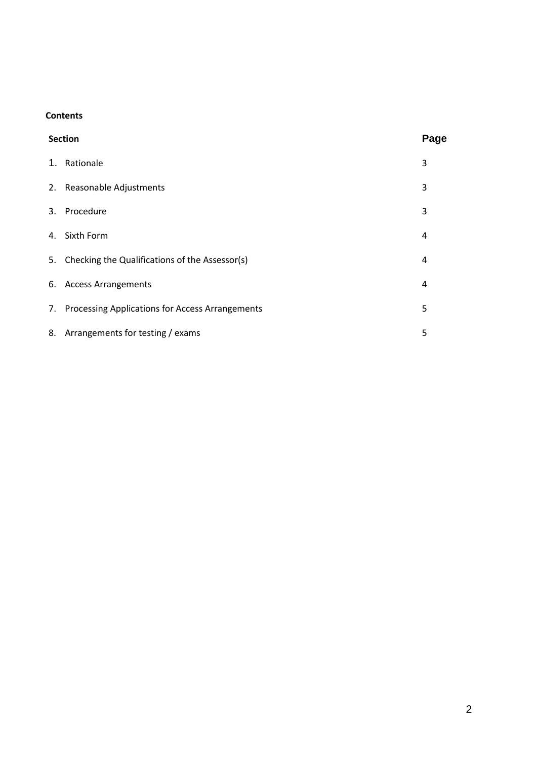**Contents**

| Section | Page |
|---|---|
| 1. Rationale | 3 |
| 2. Reasonable Adjustments | 3 |
| 3. Procedure | 3 |
| 4. Sixth Form | 4 |
| 5. Checking the Qualifications of the Assessor(s) | 4 |
| 6. Access Arrangements | 4 |
| 7. Processing Applications for Access Arrangements | 5 |
| 8. Arrangements for testing / exams | 5 |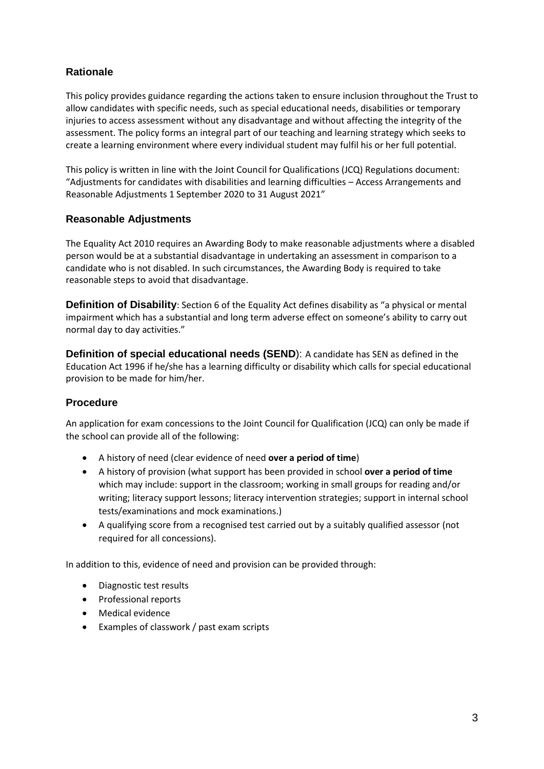## Rationale

This policy provides guidance regarding the actions taken to ensure inclusion throughout the Trust to allow candidates with specific needs, such as special educational needs, disabilities or temporary injuries to access assessment without any disadvantage and without affecting the integrity of the assessment. The policy forms an integral part of our teaching and learning strategy which seeks to create a learning environment where every individual student may fulfil his or her full potential.

This policy is written in line with the Joint Council for Qualifications (JCQ) Regulations document: "Adjustments for candidates with disabilities and learning difficulties – Access Arrangements and Reasonable Adjustments 1 September 2020 to 31 August 2021"

## Reasonable Adjustments

The Equality Act 2010 requires an Awarding Body to make reasonable adjustments where a disabled person would be at a substantial disadvantage in undertaking an assessment in comparison to a candidate who is not disabled. In such circumstances, the Awarding Body is required to take reasonable steps to avoid that disadvantage.

**Definition of Disability**: Section 6 of the Equality Act defines disability as "a physical or mental impairment which has a substantial and long term adverse effect on someone's ability to carry out normal day to day activities."

**Definition of special educational needs (SEND**): A candidate has SEN as defined in the Education Act 1996 if he/she has a learning difficulty or disability which calls for special educational provision to be made for him/her.

## Procedure

An application for exam concessions to the Joint Council for Qualification (JCQ) can only be made if the school can provide all of the following:

- A history of need (clear evidence of need **over a period of time**)
- A history of provision (what support has been provided in school **over a period of time** which may include: support in the classroom; working in small groups for reading and/or writing; literacy support lessons; literacy intervention strategies; support in internal school tests/examinations and mock examinations.)
- A qualifying score from a recognised test carried out by a suitably qualified assessor (not required for all concessions).

In addition to this, evidence of need and provision can be provided through:

- Diagnostic test results
- Professional reports
- Medical evidence
- Examples of classwork / past exam scripts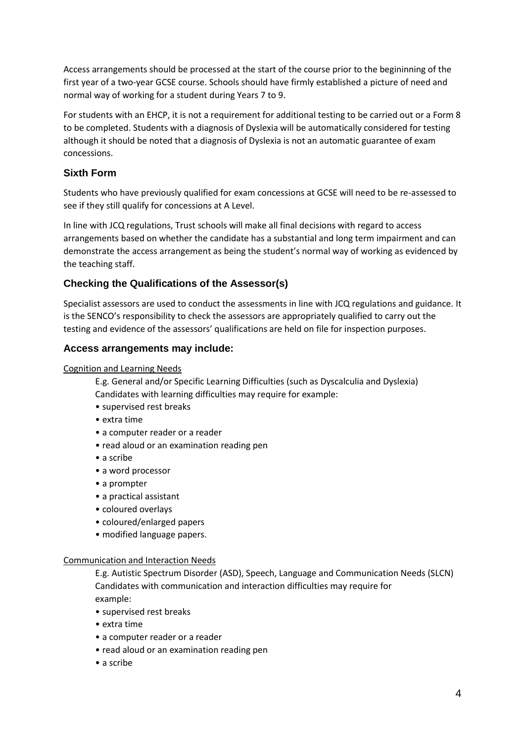Access arrangements should be processed at the start of the course prior to the begininning of the first year of a two-year GCSE course. Schools should have firmly established a picture of need and normal way of working for a student during Years 7 to 9.

For students with an EHCP, it is not a requirement for additional testing to be carried out or a Form 8 to be completed. Students with a diagnosis of Dyslexia will be automatically considered for testing although it should be noted that a diagnosis of Dyslexia is not an automatic guarantee of exam concessions.

## Sixth Form

Students who have previously qualified for exam concessions at GCSE will need to be re-assessed to see if they still qualify for concessions at A Level.

In line with JCQ regulations, Trust schools will make all final decisions with regard to access arrangements based on whether the candidate has a substantial and long term impairment and can demonstrate the access arrangement as being the student's normal way of working as evidenced by the teaching staff.

## Checking the Qualifications of the Assessor(s)

Specialist assessors are used to conduct the assessments in line with JCQ regulations and guidance. It is the SENCO's responsibility to check the assessors are appropriately qualified to carry out the testing and evidence of the assessors' qualifications are held on file for inspection purposes.

## Access arrangements may include:

Cognition and Learning Needs

E.g. General and/or Specific Learning Difficulties (such as Dyscalculia and Dyslexia)
Candidates with learning difficulties may require for example:

- supervised rest breaks
- extra time
- a computer reader or a reader
- read aloud or an examination reading pen
- a scribe
- a word processor
- a prompter
- a practical assistant
- coloured overlays
- coloured/enlarged papers
- modified language papers.

Communication and Interaction Needs

E.g. Autistic Spectrum Disorder (ASD), Speech, Language and Communication Needs (SLCN)
Candidates with communication and interaction difficulties may require for example:

- supervised rest breaks
- extra time
- a computer reader or a reader
- read aloud or an examination reading pen
- a scribe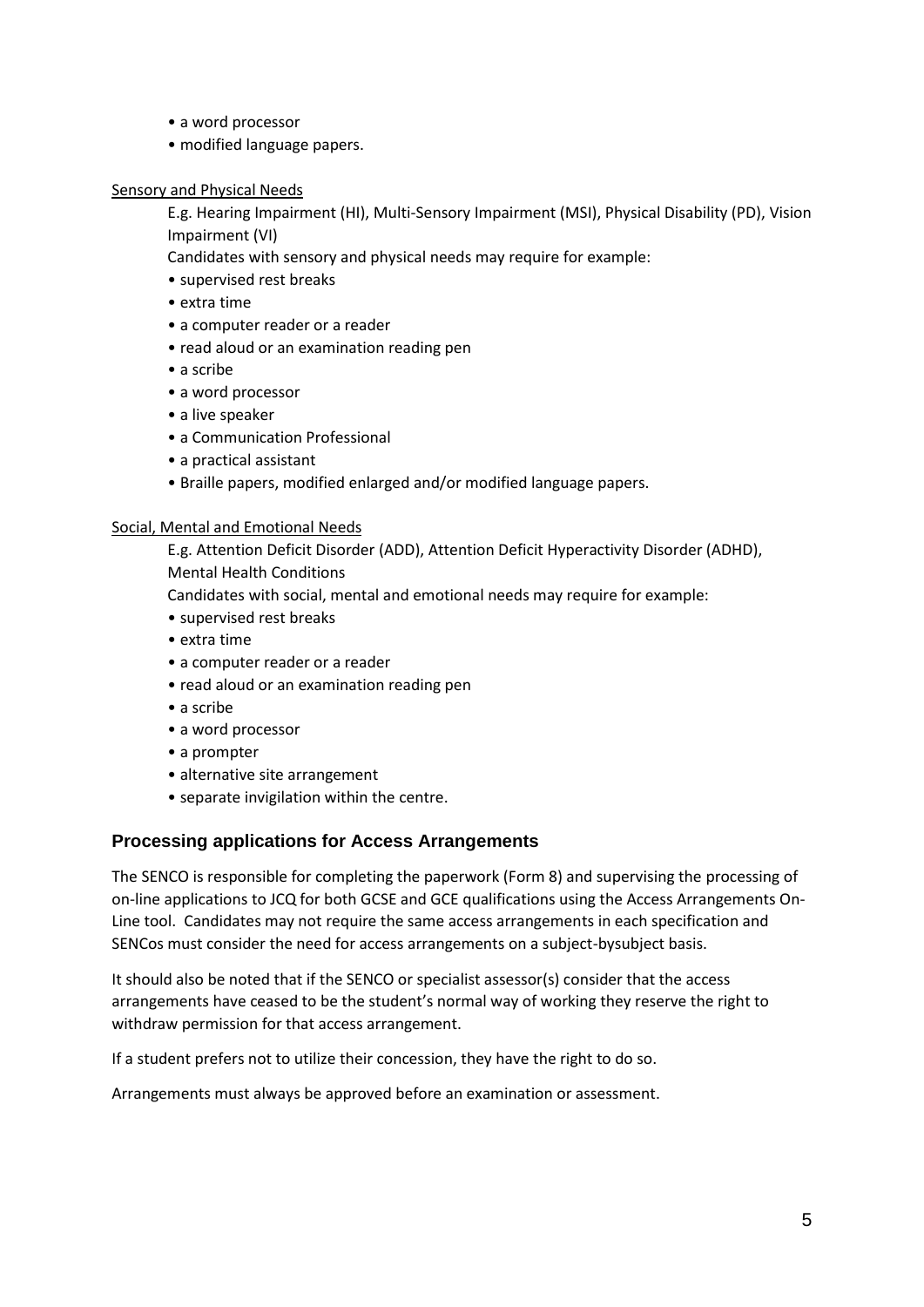- a word processor
- modified language papers.

Sensory and Physical Needs

E.g. Hearing Impairment (HI), Multi-Sensory Impairment (MSI), Physical Disability (PD), Vision Impairment (VI)

Candidates with sensory and physical needs may require for example:

- supervised rest breaks
- extra time
- a computer reader or a reader
- read aloud or an examination reading pen
- a scribe
- a word processor
- a live speaker
- a Communication Professional
- a practical assistant
- Braille papers, modified enlarged and/or modified language papers.

Social, Mental and Emotional Needs

E.g. Attention Deficit Disorder (ADD), Attention Deficit Hyperactivity Disorder (ADHD), Mental Health Conditions

Candidates with social, mental and emotional needs may require for example:

- supervised rest breaks
- extra time
- a computer reader or a reader
- read aloud or an examination reading pen
- a scribe
- a word processor
- a prompter
- alternative site arrangement
- separate invigilation within the centre.

## Processing applications for Access Arrangements

The SENCO is responsible for completing the paperwork (Form 8) and supervising the processing of on-line applications to JCQ for both GCSE and GCE qualifications using the Access Arrangements On-Line tool. Candidates may not require the same access arrangements in each specification and SENCos must consider the need for access arrangements on a subject-bysubject basis.

It should also be noted that if the SENCO or specialist assessor(s) consider that the access arrangements have ceased to be the student's normal way of working they reserve the right to withdraw permission for that access arrangement.

If a student prefers not to utilize their concession, they have the right to do so.

Arrangements must always be approved before an examination or assessment.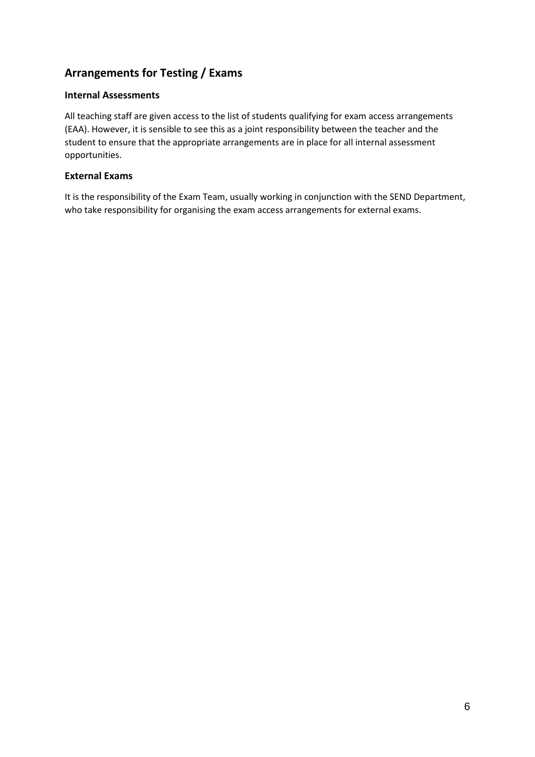## Arrangements for Testing / Exams

### Internal Assessments

All teaching staff are given access to the list of students qualifying for exam access arrangements (EAA). However, it is sensible to see this as a joint responsibility between the teacher and the student to ensure that the appropriate arrangements are in place for all internal assessment opportunities.

### External Exams

It is the responsibility of the Exam Team, usually working in conjunction with the SEND Department, who take responsibility for organising the exam access arrangements for external exams.